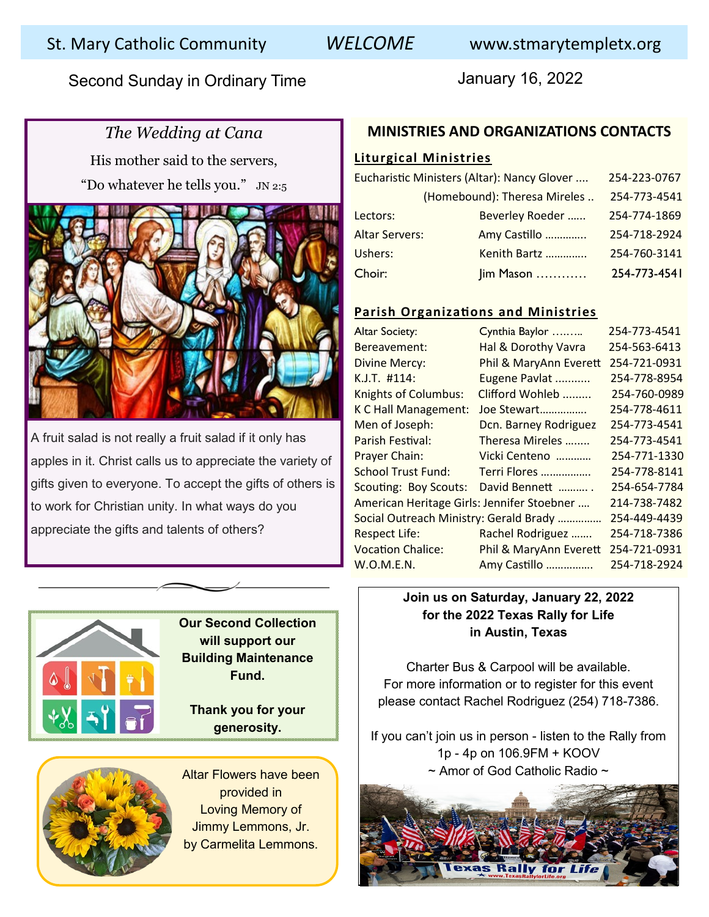# St. Mary Catholic Community — *WELCOME* — www.stmarytempletx.org

Second Sunday in Ordinary Time

January 16, 2022

## *The Wedding at Cana*

His mother said to the servers,

"Do whatever he tells you." JN 2:5

A fruit salad is not really a fruit salad if it only has apples in it. Christ calls us to appreciate the variety of gifts given to everyone. To accept the gifts of others is to work for Christian unity. In what ways do you appreciate the gifts and talents of others?

**Our Second Collection will support our Building Maintenance Fund.**

**Thank you for your generosity.**

Altar Flowers have been provided in Loving Memory of Jimmy Lemmons, Jr. by Carmelita Lemmons.

## MINISTRIES AND ORGANIZATIONS CONTACTS

### Liturgical Ministries

| Ministry | Contact | Phone |
|---|---|---|
| Eucharistic Ministers (Altar): | Nancy Glover .... | 254-223-0767 |
| (Homebound): | Theresa Mireles .. | 254-773-4541 |
| Lectors: | Beverley Roeder ...... | 254-774-1869 |
| Altar Servers: | Amy Castillo ............. | 254-718-2924 |
| Ushers: | Kenith Bartz ............. | 254-760-3141 |
| Choir: | Jim Mason ............ | 254-773-4541 |

### Parish Organizations and Ministries

| Organization | Contact | Phone |
|---|---|---|
| Altar Society: | Cynthia Baylor ……... | 254-773-4541 |
| Bereavement: | Hal & Dorothy Vavra | 254-563-6413 |
| Divine Mercy: | Phil & MaryAnn Everett | 254-721-0931 |
| K.J.T. #114: | Eugene Pavlat ........... | 254-778-8954 |
| Knights of Columbus: | Clifford Wohleb ......... | 254-760-0989 |
| K C Hall Management: | Joe Stewart................ | 254-778-4611 |
| Men of Joseph: | Dcn. Barney Rodriguez | 254-773-4541 |
| Parish Festival: | Theresa Mireles ........ | 254-773-4541 |
| Prayer Chain: | Vicki Centeno ............ | 254-771-1330 |
| School Trust Fund: | Terri Flores ................. | 254-778-8141 |
| Scouting: Boy Scouts: | David Bennett .......... . | 254-654-7784 |
| American Heritage Girls: | Jennifer Stoebner .... | 214-738-7482 |
| Social Outreach Ministry: | Gerald Brady ............... | 254-449-4439 |
| Respect Life: | Rachel Rodriguez ....... | 254-718-7386 |
| Vocation Chalice: | Phil & MaryAnn Everett | 254-721-0931 |
| W.O.M.E.N. | Amy Castillo ............... | 254-718-2924 |

**Join us on Saturday, January 22, 2022 for the 2022 Texas Rally for Life in Austin, Texas**

Charter Bus & Carpool will be available. For more information or to register for this event please contact Rachel Rodriguez (254) 718-7386.

If you can't join us in person - listen to the Rally from 1p - 4p on 106.9FM + KOOV ~ Amor of God Catholic Radio ~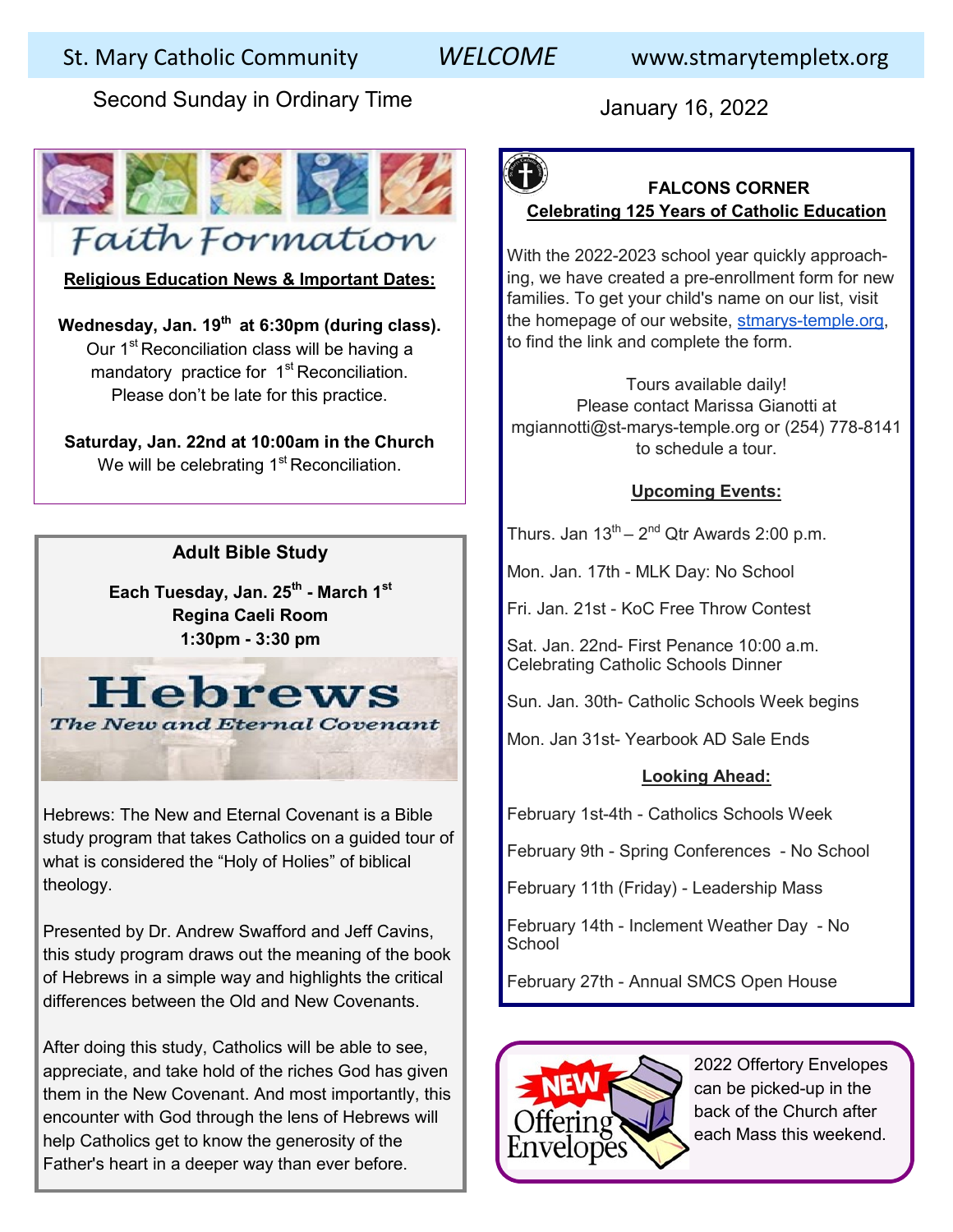St. Mary Catholic Community *WELCOME* www.stmarytempletx.org

Second Sunday in Ordinary Time

January 16, 2022

# Faith Formation

**Religious Education News & Important Dates:**

**Wednesday, Jan. 19th at 6:30pm (during class).**
Our 1st Reconciliation class will be having a mandatory practice for 1st Reconciliation. Please don't be late for this practice.

**Saturday, Jan. 22nd at 10:00am in the Church**
We will be celebrating 1st Reconciliation.

## Adult Bible Study

**Each Tuesday, Jan. 25th - March 1st**
**Regina Caeli Room**
**1:30pm - 3:30 pm**

**Hebrews**
*The New and Eternal Covenant*

Hebrews: The New and Eternal Covenant is a Bible study program that takes Catholics on a guided tour of what is considered the "Holy of Holies" of biblical theology.

Presented by Dr. Andrew Swafford and Jeff Cavins, this study program draws out the meaning of the book of Hebrews in a simple way and highlights the critical differences between the Old and New Covenants.

After doing this study, Catholics will be able to see, appreciate, and take hold of the riches God has given them in the New Covenant. And most importantly, this encounter with God through the lens of Hebrews will help Catholics get to know the generosity of the Father's heart in a deeper way than ever before.

## FALCONS CORNER

**Celebrating 125 Years of Catholic Education**

With the 2022-2023 school year quickly approaching, we have created a pre-enrollment form for new families. To get your child's name on our list, visit the homepage of our website, stmarys-temple.org, to find the link and complete the form.

Tours available daily!
Please contact Marissa Gianotti at mgiannotti@st-marys-temple.org or (254) 778-8141 to schedule a tour.

**Upcoming Events:**

Thurs. Jan 13th – 2nd Qtr Awards 2:00 p.m.

Mon. Jan. 17th - MLK Day: No School

Fri. Jan. 21st - KoC Free Throw Contest

Sat. Jan. 22nd- First Penance 10:00 a.m.
Celebrating Catholic Schools Dinner

Sun. Jan. 30th- Catholic Schools Week begins

Mon. Jan 31st- Yearbook AD Sale Ends

**Looking Ahead:**

February 1st-4th - Catholics Schools Week

February 9th - Spring Conferences - No School

February 11th (Friday) - Leadership Mass

February 14th - Inclement Weather Day - No School

February 27th - Annual SMCS Open House

**NEW Offering Envelopes**

2022 Offertory Envelopes can be picked-up in the back of the Church after each Mass this weekend.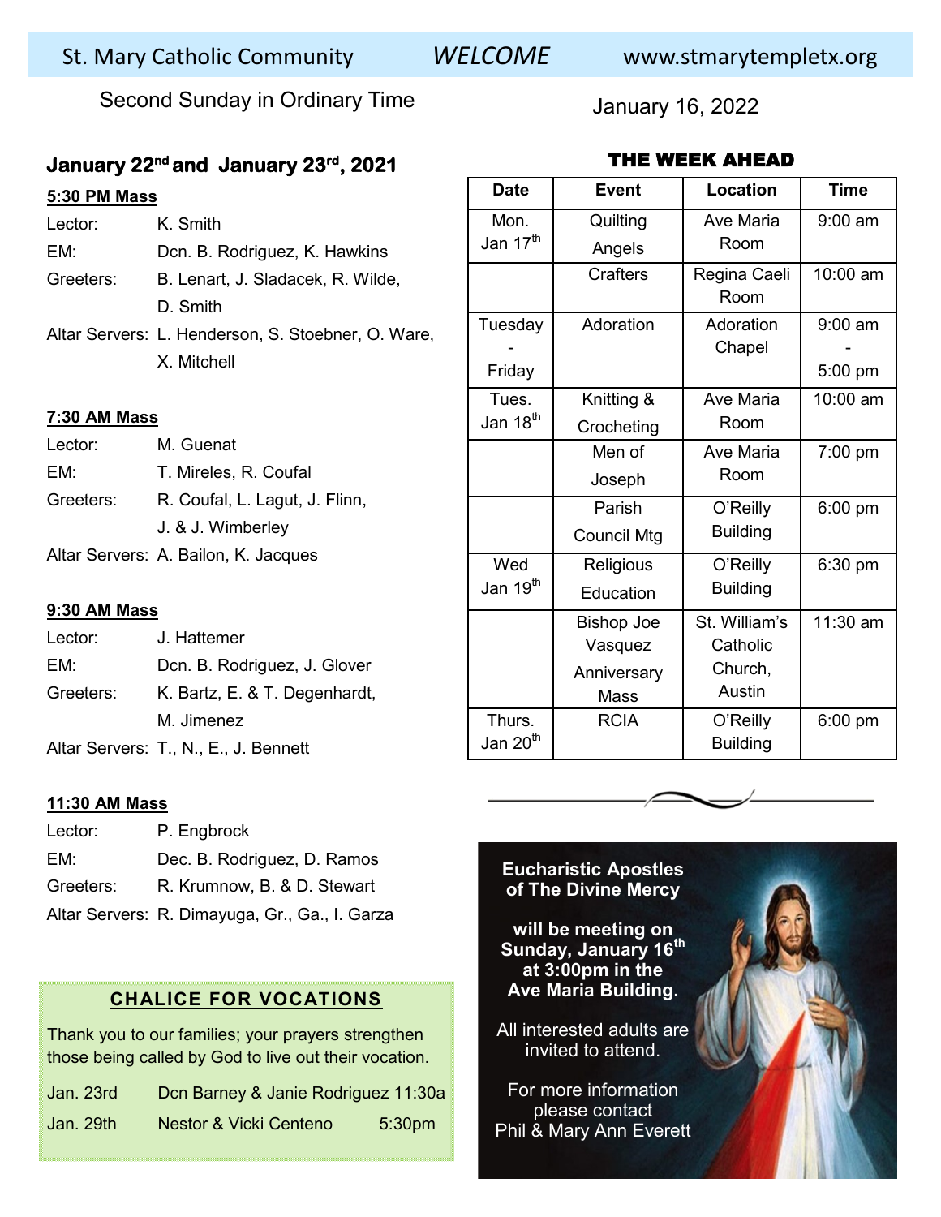St. Mary Catholic Community *WELCOME* www.stmarytempletx.org

Second Sunday in Ordinary Time

January 16, 2022

## January 22[nd] and January 23[rd], 2021

**5:30 PM Mass**

Lector: K. Smith
EM: Dcn. B. Rodriguez, K. Hawkins
Greeters: B. Lenart, J. Sladacek, R. Wilde, D. Smith
Altar Servers: L. Henderson, S. Stoebner, O. Ware, X. Mitchell

**7:30 AM Mass**

Lector: M. Guenat
EM: T. Mireles, R. Coufal
Greeters: R. Coufal, L. Lagut, J. Flinn, J. & J. Wimberley
Altar Servers: A. Bailon, K. Jacques

**9:30 AM Mass**

Lector: J. Hattemer
EM: Dcn. B. Rodriguez, J. Glover
Greeters: K. Bartz, E. & T. Degenhardt, M. Jimenez
Altar Servers: T., N., E., J. Bennett

**11:30 AM Mass**

Lector: P. Engbrock
EM: Dec. B. Rodriguez, D. Ramos
Greeters: R. Krumnow, B. & D. Stewart
Altar Servers: R. Dimayuga, Gr., Ga., I. Garza

## CHALICE FOR VOCATIONS

Thank you to our families; your prayers strengthen those being called by God to live out their vocation.

| | | |
|---|---|---|
| Jan. 23rd | Dcn Barney & Janie Rodriguez | 11:30a |
| Jan. 29th | Nestor & Vicki Centeno | 5:30pm |

## THE WEEK AHEAD

| Date | Event | Location | Time |
|---|---|---|---|
| Mon. Jan 17[th] | Quilting Angels | Ave Maria Room | 9:00 am |
| | Crafters | Regina Caeli Room | 10:00 am |
| Tuesday - Friday | Adoration | Adoration Chapel | 9:00 am - 5:00 pm |
| Tues. Jan 18[th] | Knitting & Crocheting | Ave Maria Room | 10:00 am |
| | Men of Joseph | Ave Maria Room | 7:00 pm |
| | Parish Council Mtg | O'Reilly Building | 6:00 pm |
| Wed Jan 19[th] | Religious Education | O'Reilly Building | 6:30 pm |
| | Bishop Joe Vasquez Anniversary Mass | St. William's Catholic Church, Austin | 11:30 am |
| Thurs. Jan 20[th] | RCIA | O'Reilly Building | 6:00 pm |

**Eucharistic Apostles of The Divine Mercy**

**will be meeting on Sunday, January 16[th] at 3:00pm in the Ave Maria Building.**

All interested adults are invited to attend.

For more information please contact Phil & Mary Ann Everett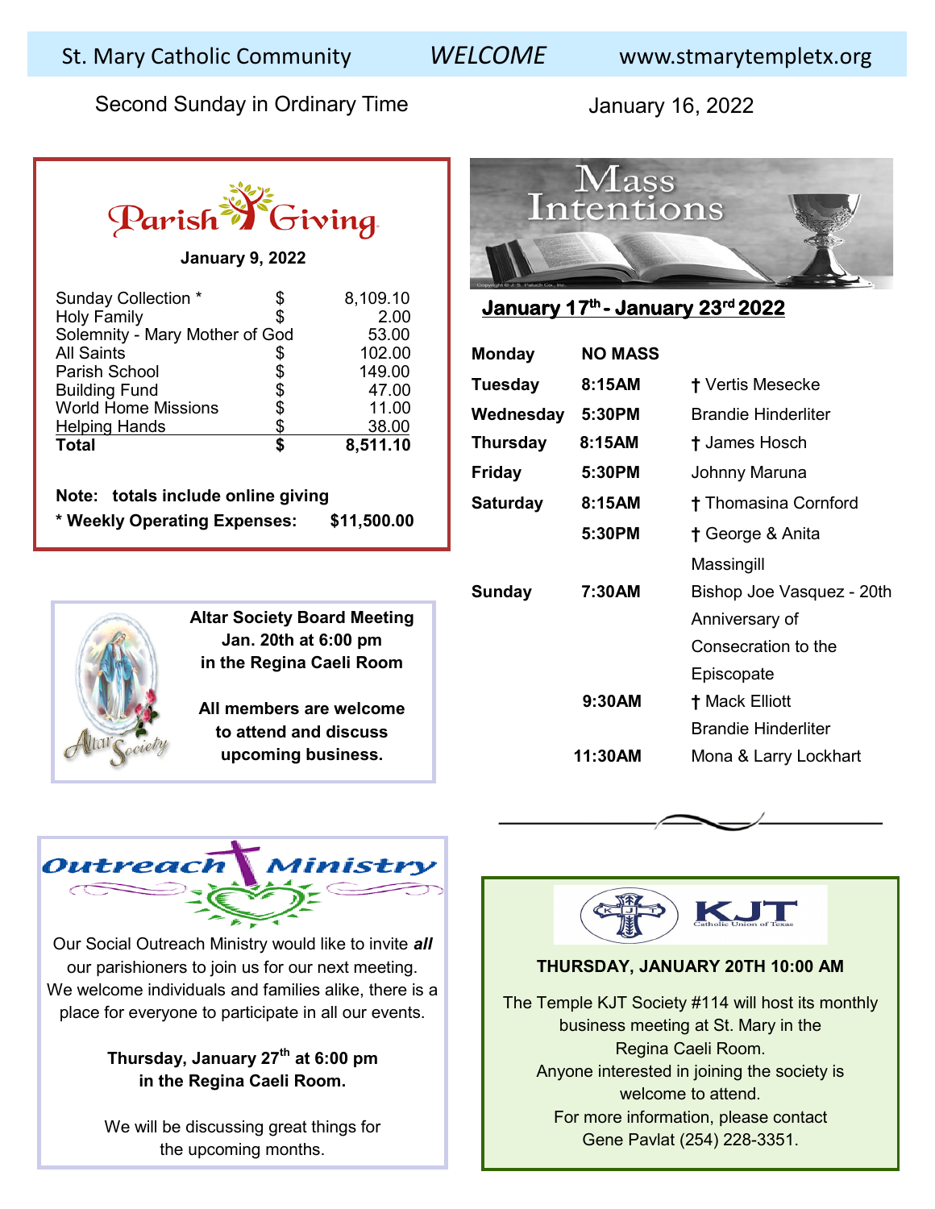St. Mary Catholic Community *WELCOME* www.stmarytempletx.org

Second Sunday in Ordinary Time January 16, 2022

## Parish Giving

**January 9, 2022**

| | | |
|---|---|---|
| Sunday Collection * | $ | 8,109.10 |
| Holy Family | $ | 2.00 |
| Solemnity - Mary Mother of God | | 53.00 |
| All Saints | $ | 102.00 |
| Parish School | $ | 149.00 |
| Building Fund | $ | 47.00 |
| World Home Missions | $ | 11.00 |
| Helping Hands | $ | 38.00 |
| **Total** | **$** | **8,511.10** |

**Note: totals include online giving**

**\* Weekly Operating Expenses: $11,500.00**

**Altar Society Board Meeting**
**Jan. 20th at 6:00 pm**
**in the Regina Caeli Room**

**All members are welcome to attend and discuss upcoming business.**

## Outreach Ministry

Our Social Outreach Ministry would like to invite ***all*** our parishioners to join us for our next meeting. We welcome individuals and families alike, there is a place for everyone to participate in all our events.

**Thursday, January 27th at 6:00 pm in the Regina Caeli Room.**

We will be discussing great things for the upcoming months.

## Mass Intentions

**January 17th - January 23rd 2022**

| | | |
|---|---|---|
| **Monday** | **NO MASS** | |
| **Tuesday** | **8:15AM** | † Vertis Mesecke |
| **Wednesday** | **5:30PM** | Brandie Hinderliter |
| **Thursday** | **8:15AM** | † James Hosch |
| **Friday** | **5:30PM** | Johnny Maruna |
| **Saturday** | **8:15AM** | † Thomasina Cornford |
| | **5:30PM** | † George & Anita Massingill |
| **Sunday** | **7:30AM** | Bishop Joe Vasquez - 20th Anniversary of Consecration to the Episcopate |
| | **9:30AM** | † Mack Elliott |
| | | Brandie Hinderliter |
| | **11:30AM** | Mona & Larry Lockhart |

## KJT

Catholic Union of Texas

**THURSDAY, JANUARY 20TH 10:00 AM**

The Temple KJT Society #114 will host its monthly business meeting at St. Mary in the Regina Caeli Room.
Anyone interested in joining the society is welcome to attend.
For more information, please contact Gene Pavlat (254) 228-3351.